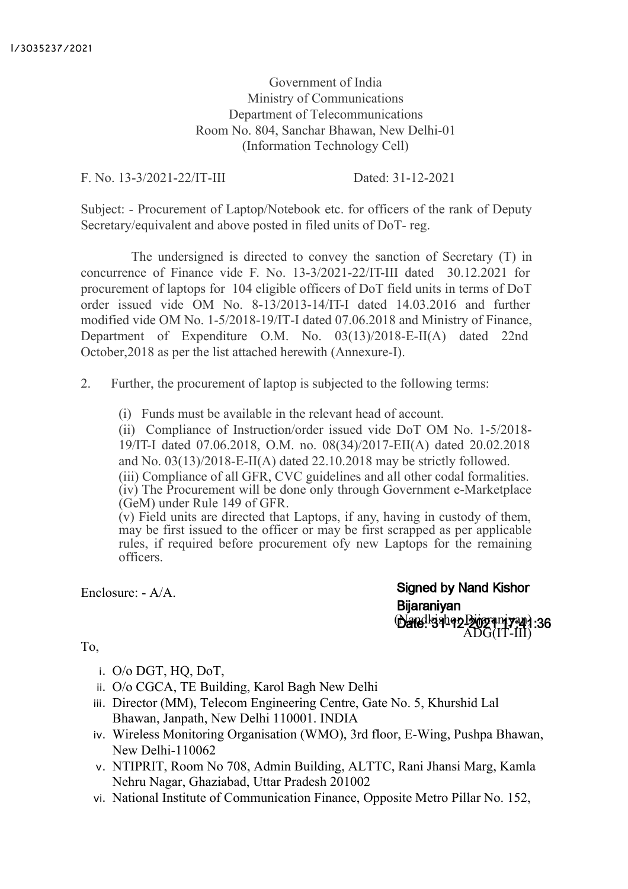I/3035237/2021

Government of India
Ministry of Communications
Department of Telecommunications
Room No. 804, Sanchar Bhawan, New Delhi-01
(Information Technology Cell)

F. No. 13-3/2021-22/IT-III Dated: 31-12-2021

Subject: - Procurement of Laptop/Notebook etc. for officers of the rank of Deputy Secretary/equivalent and above posted in filed units of DoT- reg.

The undersigned is directed to convey the sanction of Secretary (T) in concurrence of Finance vide F. No. 13-3/2021-22/IT-III dated 30.12.2021 for procurement of laptops for 104 eligible officers of DoT field units in terms of DoT order issued vide OM No. 8-13/2013-14/IT-I dated 14.03.2016 and further modified vide OM No. 1-5/2018-19/IT-I dated 07.06.2018 and Ministry of Finance, Department of Expenditure O.M. No. 03(13)/2018-E-II(A) dated 22nd October,2018 as per the list attached herewith (Annexure-I).

2. Further, the procurement of laptop is subjected to the following terms:

(i) Funds must be available in the relevant head of account.
(ii) Compliance of Instruction/order issued vide DoT OM No. 1-5/2018-19/IT-I dated 07.06.2018, O.M. no. 08(34)/2017-EII(A) dated 20.02.2018 and No. 03(13)/2018-E-II(A) dated 22.10.2018 may be strictly followed.
(iii) Compliance of all GFR, CVC guidelines and all other codal formalities.
(iv) The Procurement will be done only through Government e-Marketplace (GeM) under Rule 149 of GFR.
(v) Field units are directed that Laptops, if any, having in custody of them, may be first issued to the officer or may be first scrapped as per applicable rules, if required before procurement ofy new Laptops for the remaining officers.

Enclosure: - A/A.

Signed by Nand Kishor Bijaraniyan
Date: 31-12-2021 17:41:36
(Nandkishor Bijaraniyan)
ADG(IT-III)

To,

i. O/o DGT, HQ, DoT,
ii. O/o CGCA, TE Building, Karol Bagh New Delhi
iii. Director (MM), Telecom Engineering Centre, Gate No. 5, Khurshid Lal Bhawan, Janpath, New Delhi 110001. INDIA
iv. Wireless Monitoring Organisation (WMO), 3rd floor, E-Wing, Pushpa Bhawan, New Delhi-110062
v. NTIPRIT, Room No 708, Admin Building, ALTTC, Rani Jhansi Marg, Kamla Nehru Nagar, Ghaziabad, Uttar Pradesh 201002
vi. National Institute of Communication Finance, Opposite Metro Pillar No. 152,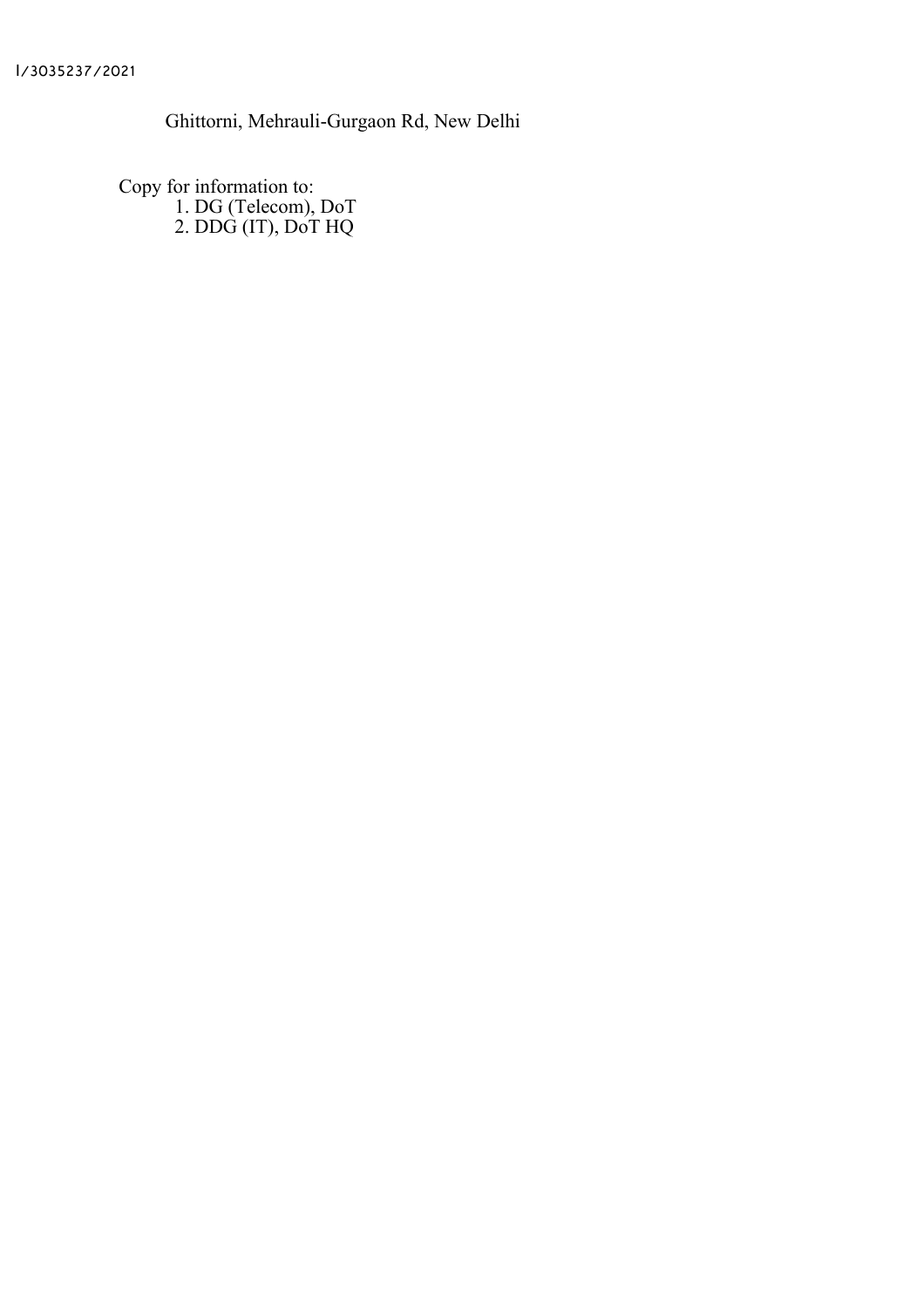Ghittorni, Mehrauli-Gurgaon Rd, New Delhi

Copy for information to:

1. DG (Telecom), DoT
2. DDG (IT), DoT HQ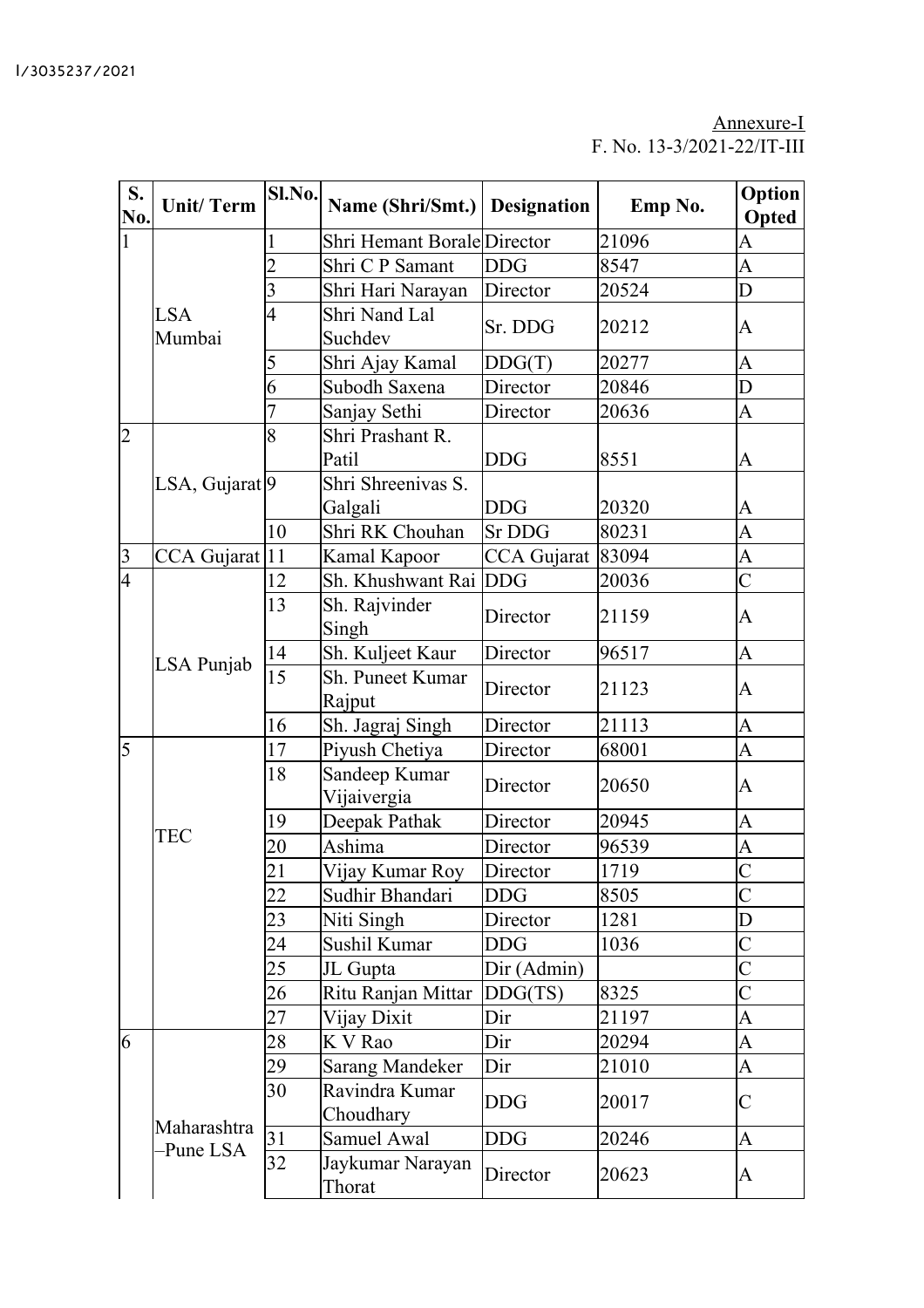I/3035237/2021

Annexure-I
F. No. 13-3/2021-22/IT-III

| S. No. | Unit/ Term | Sl.No. | Name (Shri/Smt.) | Designation | Emp No. | Option Opted |
|---|---|---|---|---|---|---|
| 1 | LSA Mumbai | 1 | Shri Hemant Borale | Director | 21096 | A |
| | | 2 | Shri C P Samant | DDG | 8547 | A |
| | | 3 | Shri Hari Narayan | Director | 20524 | D |
| | | 4 | Shri Nand Lal Suchdev | Sr. DDG | 20212 | A |
| | | 5 | Shri Ajay Kamal | DDG(T) | 20277 | A |
| | | 6 | Subodh Saxena | Director | 20846 | D |
| | | 7 | Sanjay Sethi | Director | 20636 | A |
| 2 | LSA, Gujarat | 8 | Shri Prashant R. Patil | DDG | 8551 | A |
| | | 9 | Shri Shreenivas S. Galgali | DDG | 20320 | A |
| | | 10 | Shri RK Chouhan | Sr DDG | 80231 | A |
| 3 | CCA Gujarat | 11 | Kamal Kapoor | CCA Gujarat | 83094 | A |
| 4 | LSA Punjab | 12 | Sh. Khushwant Rai | DDG | 20036 | C |
| | | 13 | Sh. Rajvinder Singh | Director | 21159 | A |
| | | 14 | Sh. Kuljeet Kaur | Director | 96517 | A |
| | | 15 | Sh. Puneet Kumar Rajput | Director | 21123 | A |
| | | 16 | Sh. Jagraj Singh | Director | 21113 | A |
| 5 | TEC | 17 | Piyush Chetiya | Director | 68001 | A |
| | | 18 | Sandeep Kumar Vijaivergia | Director | 20650 | A |
| | | 19 | Deepak Pathak | Director | 20945 | A |
| | | 20 | Ashima | Director | 96539 | A |
| | | 21 | Vijay Kumar Roy | Director | 1719 | C |
| | | 22 | Sudhir Bhandari | DDG | 8505 | C |
| | | 23 | Niti Singh | Director | 1281 | D |
| | | 24 | Sushil Kumar | DDG | 1036 | C |
| | | 25 | JL Gupta | Dir (Admin) | | C |
| | | 26 | Ritu Ranjan Mittar | DDG(TS) | 8325 | C |
| | | 27 | Vijay Dixit | Dir | 21197 | A |
| 6 | Maharashtra –Pune LSA | 28 | K V Rao | Dir | 20294 | A |
| | | 29 | Sarang Mandeker | Dir | 21010 | A |
| | | 30 | Ravindra Kumar Choudhary | DDG | 20017 | C |
| | | 31 | Samuel Awal | DDG | 20246 | A |
| | | 32 | Jaykumar Narayan Thorat | Director | 20623 | A |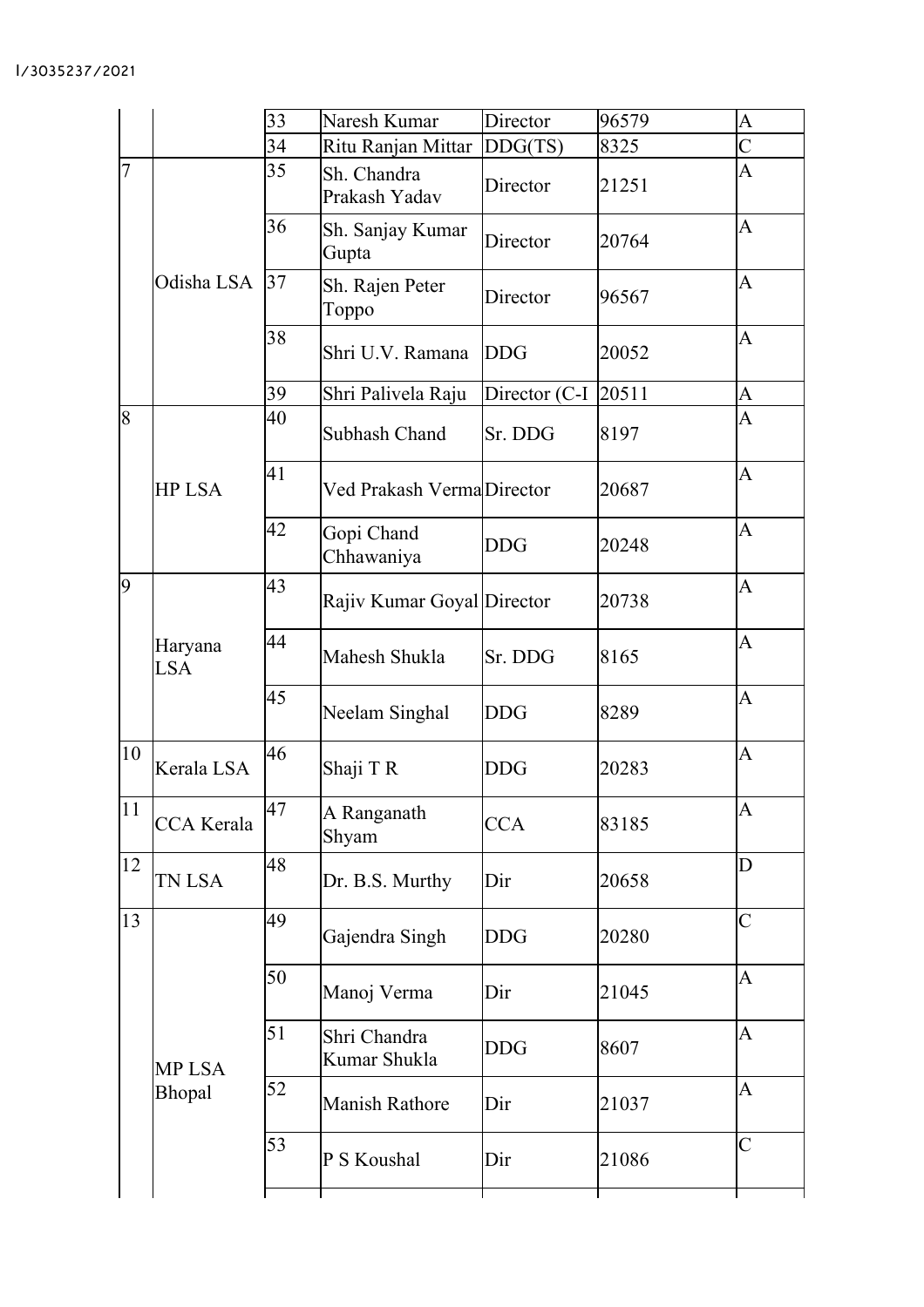I/3035237/2021

| | | 33 | Naresh Kumar | Director | 96579 | A |
|---|---|---|---|---|---|---|
| | | 34 | Ritu Ranjan Mittar | DDG(TS) | 8325 | C |
| 7 | Odisha LSA | 35 | Sh. Chandra Prakash Yadav | Director | 21251 | A |
| | | 36 | Sh. Sanjay Kumar Gupta | Director | 20764 | A |
| | | 37 | Sh. Rajen Peter Toppo | Director | 96567 | A |
| | | 38 | Shri U.V. Ramana | DDG | 20052 | A |
| | | 39 | Shri Palivela Raju | Director (C-I | 20511 | A |
| 8 | HP LSA | 40 | Subhash Chand | Sr. DDG | 8197 | A |
| | | 41 | Ved Prakash Verma | Director | 20687 | A |
| | | 42 | Gopi Chand Chhawaniya | DDG | 20248 | A |
| 9 | Haryana LSA | 43 | Rajiv Kumar Goyal | Director | 20738 | A |
| | | 44 | Mahesh Shukla | Sr. DDG | 8165 | A |
| | | 45 | Neelam Singhal | DDG | 8289 | A |
| 10 | Kerala LSA | 46 | Shaji T R | DDG | 20283 | A |
| 11 | CCA Kerala | 47 | A Ranganath Shyam | CCA | 83185 | A |
| 12 | TN LSA | 48 | Dr. B.S. Murthy | Dir | 20658 | D |
| 13 | MP LSA Bhopal | 49 | Gajendra Singh | DDG | 20280 | C |
| | | 50 | Manoj Verma | Dir | 21045 | A |
| | | 51 | Shri Chandra Kumar Shukla | DDG | 8607 | A |
| | | 52 | Manish Rathore | Dir | 21037 | A |
| | | 53 | P S Koushal | Dir | 21086 | C |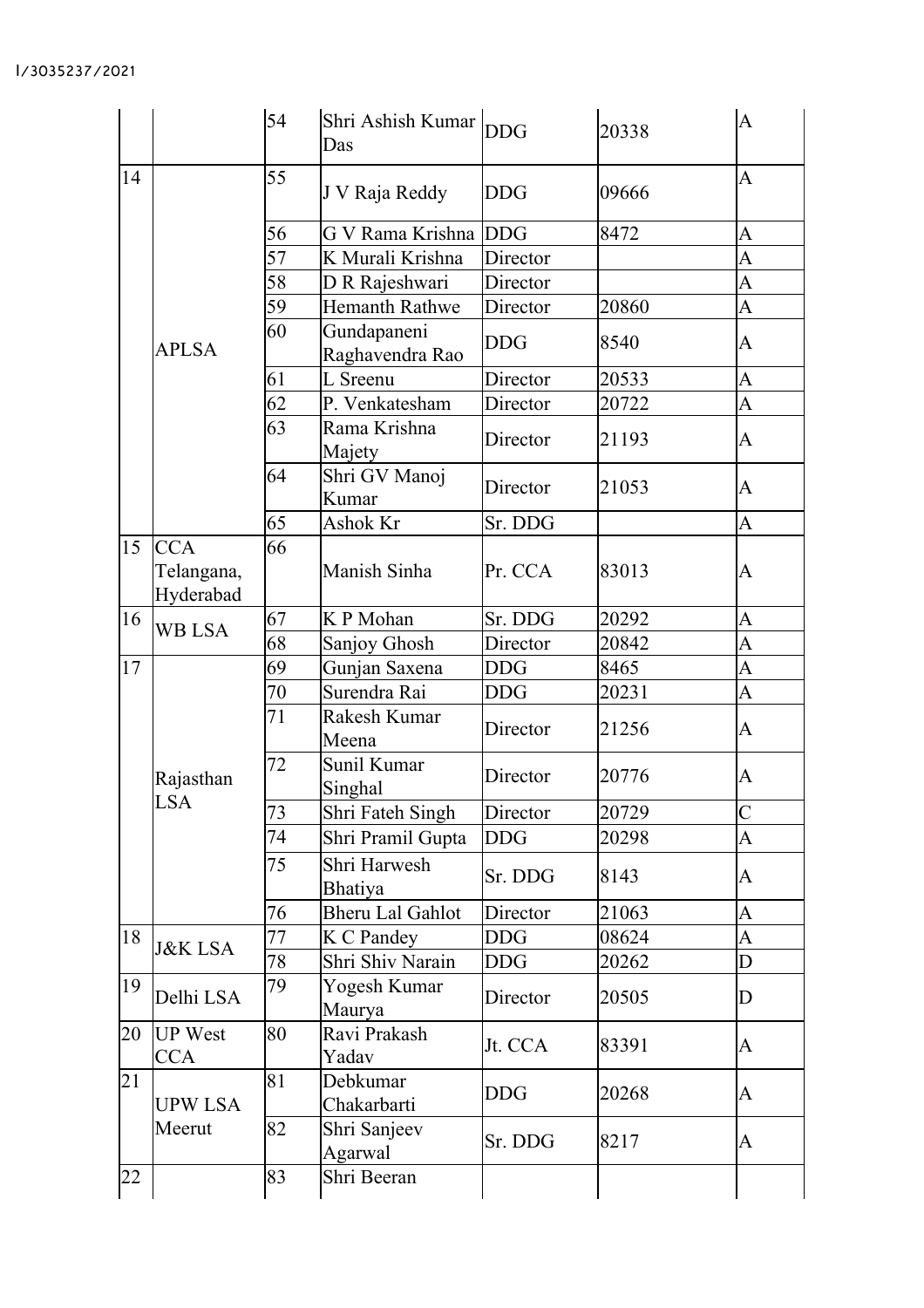| | | 54 | Shri Ashish Kumar Das | DDG | 20338 | A |
|---|---|---|---|---|---|---|
| 14 | APLSA | 55 | J V Raja Reddy | DDG | 09666 | A |
| | | 56 | G V Rama Krishna | DDG | 8472 | A |
| | | 57 | K Murali Krishna | Director | | A |
| | | 58 | D R Rajeshwari | Director | | A |
| | | 59 | Hemanth Rathwe | Director | 20860 | A |
| | | 60 | Gundapaneni Raghavendra Rao | DDG | 8540 | A |
| | | 61 | L Sreenu | Director | 20533 | A |
| | | 62 | P. Venkatesham | Director | 20722 | A |
| | | 63 | Rama Krishna Majety | Director | 21193 | A |
| | | 64 | Shri GV Manoj Kumar | Director | 21053 | A |
| | | 65 | Ashok Kr | Sr. DDG | | A |
| 15 | CCA Telangana, Hyderabad | 66 | Manish Sinha | Pr. CCA | 83013 | A |
| 16 | WB LSA | 67 | K P Mohan | Sr. DDG | 20292 | A |
| | | 68 | Sanjoy Ghosh | Director | 20842 | A |
| 17 | Rajasthan LSA | 69 | Gunjan Saxena | DDG | 8465 | A |
| | | 70 | Surendra Rai | DDG | 20231 | A |
| | | 71 | Rakesh Kumar Meena | Director | 21256 | A |
| | | 72 | Sunil Kumar Singhal | Director | 20776 | A |
| | | 73 | Shri Fateh Singh | Director | 20729 | C |
| | | 74 | Shri Pramil Gupta | DDG | 20298 | A |
| | | 75 | Shri Harwesh Bhatiya | Sr. DDG | 8143 | A |
| | | 76 | Bheru Lal Gahlot | Director | 21063 | A |
| 18 | J&K LSA | 77 | K C Pandey | DDG | 08624 | A |
| | | 78 | Shri Shiv Narain | DDG | 20262 | D |
| 19 | Delhi LSA | 79 | Yogesh Kumar Maurya | Director | 20505 | D |
| 20 | UP West CCA | 80 | Ravi Prakash Yadav | Jt. CCA | 83391 | A |
| 21 | UPW LSA Meerut | 81 | Debkumar Chakarbarti | DDG | 20268 | A |
| | | 82 | Shri Sanjeev Agarwal | Sr. DDG | 8217 | A |
| 22 | | 83 | Shri Beeran | | | |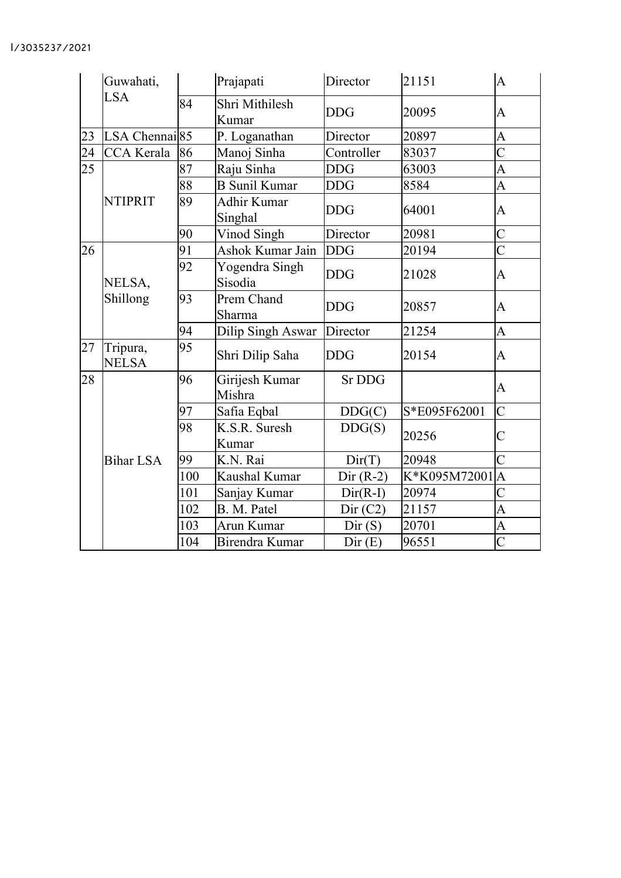| | | | | | | |
|---|---|---|---|---|---|---|
| | Guwahati, LSA | | Prajapati | Director | 21151 | A |
| | | 84 | Shri Mithilesh Kumar | DDG | 20095 | A |
| 23 | LSA Chennai | 85 | P. Loganathan | Director | 20897 | A |
| 24 | CCA Kerala | 86 | Manoj Sinha | Controller | 83037 | C |
| 25 | NTIPRIT | 87 | Raju Sinha | DDG | 63003 | A |
| | | 88 | B Sunil Kumar | DDG | 8584 | A |
| | | 89 | Adhir Kumar Singhal | DDG | 64001 | A |
| | | 90 | Vinod Singh | Director | 20981 | C |
| 26 | NELSA, Shillong | 91 | Ashok Kumar Jain | DDG | 20194 | C |
| | | 92 | Yogendra Singh Sisodia | DDG | 21028 | A |
| | | 93 | Prem Chand Sharma | DDG | 20857 | A |
| | | 94 | Dilip Singh Aswar | Director | 21254 | A |
| 27 | Tripura, NELSA | 95 | Shri Dilip Saha | DDG | 20154 | A |
| 28 | Bihar LSA | 96 | Girijesh Kumar Mishra | Sr DDG | | A |
| | | 97 | Safia Eqbal | DDG(C) | S*E095F62001 | C |
| | | 98 | K.S.R. Suresh Kumar | DDG(S) | 20256 | C |
| | | 99 | K.N. Rai | Dir(T) | 20948 | C |
| | | 100 | Kaushal Kumar | Dir (R-2) | K*K095M72001 | A |
| | | 101 | Sanjay Kumar | Dir(R-I) | 20974 | C |
| | | 102 | B. M. Patel | Dir (C2) | 21157 | A |
| | | 103 | Arun Kumar | Dir (S) | 20701 | A |
| | | 104 | Birendra Kumar | Dir (E) | 96551 | C |